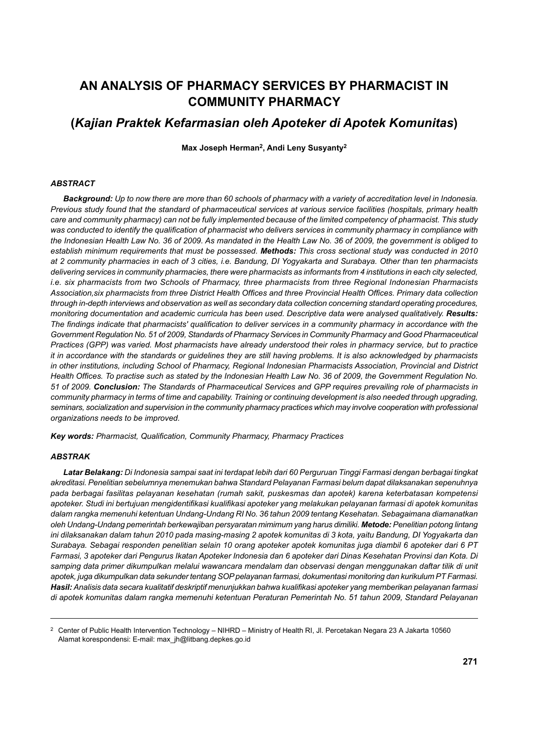# AN ANALYSIS OF PHARMACY SERVICES BY PHARMACIST IN COMMUNITY PHARMACY

## (*Kajian Praktek Kefarmasian oleh Apoteker di Apotek Komunitas*)

**Max Joseph Herman[2], Andi Leny Susyanty[2]**

### *ABSTRACT*

***Background:*** *Up to now there are more than 60 schools of pharmacy with a variety of accreditation level in Indonesia. Previous study found that the standard of pharmaceutical services at various service facilities (hospitals, primary health care and community pharmacy) can not be fully implemented because of the limited competency of pharmacist. This study was conducted to identify the qualification of pharmacist who delivers services in community pharmacy in compliance with the Indonesian Health Law No. 36 of 2009. As mandated in the Health Law No. 36 of 2009, the government is obliged to establish minimum requirements that must be possessed.* ***Methods:*** *This cross sectional study was conducted in 2010 at 2 community pharmacies in each of 3 cities, i.e. Bandung, DI Yogyakarta and Surabaya. Other than ten pharmacists delivering services in community pharmacies, there were pharmacists as informants from 4 institutions in each city selected, i.e. six pharmacists from two Schools of Pharmacy, three pharmacists from three Regional Indonesian Pharmacists Association,six pharmacists from three District Health Offices and three Provincial Health Offices. Primary data collection through in-depth interviews and observation as well as secondary data collection concerning standard operating procedures, monitoring documentation and academic curricula has been used. Descriptive data were analysed qualitatively.* ***Results:*** *The findings indicate that pharmacists' qualification to deliver services in a community pharmacy in accordance with the Government Regulation No. 51 of 2009, Standards of Pharmacy Services in Community Pharmacy and Good Pharmaceutical Practices (GPP) was varied. Most pharmacists have already understood their roles in pharmacy service, but to practice it in accordance with the standards or guidelines they are still having problems. It is also acknowledged by pharmacists in other institutions, including School of Pharmacy, Regional Indonesian Pharmacists Association, Provincial and District Health Offices. To practise such as stated by the Indonesian Health Law No. 36 of 2009, the Government Regulation No. 51 of 2009.* ***Conclusion:*** *The Standards of Pharmaceutical Services and GPP requires prevailing role of pharmacists in community pharmacy in terms of time and capability. Training or continuing development is also needed through upgrading, seminars, socialization and supervision in the community pharmacy practices which may involve cooperation with professional organizations needs to be improved.*

***Key words:*** *Pharmacist, Qualification, Community Pharmacy, Pharmacy Practices*

### *ABSTRAK*

***Latar Belakang:*** *Di Indonesia sampai saat ini terdapat lebih dari 60 Perguruan Tinggi Farmasi dengan berbagai tingkat akreditasi. Penelitian sebelumnya menemukan bahwa Standard Pelayanan Farmasi belum dapat dilaksanakan sepenuhnya pada berbagai fasilitas pelayanan kesehatan (rumah sakit, puskesmas dan apotek) karena keterbatasan kompetensi apoteker. Studi ini bertujuan mengidentifikasi kualifikasi apoteker yang melakukan pelayanan farmasi di apotek komunitas dalam rangka memenuhi ketentuan Undang-Undang RI No. 36 tahun 2009 tentang Kesehatan. Sebagaimana diamanatkan oleh Undang-Undang pemerintah berkewajiban persyaratan mimimum yang harus dimiliki.* ***Metode:*** *Penelitian potong lintang ini dilaksanakan dalam tahun 2010 pada masing-masing 2 apotek komunitas di 3 kota, yaitu Bandung, DI Yogyakarta dan Surabaya. Sebagai responden penelitian selain 10 orang apoteker apotek komunitas juga diambil 6 apoteker dari 6 PT Farmasi, 3 apoteker dari Pengurus Ikatan Apoteker Indonesia dan 6 apoteker dari Dinas Kesehatan Provinsi dan Kota. Di samping data primer dikumpulkan melalui wawancara mendalam dan observasi dengan menggunakan daftar tilik di unit apotek, juga dikumpulkan data sekunder tentang SOP pelayanan farmasi, dokumentasi monitoring dan kurikulum PT Farmasi.* ***Hasil:*** *Analisis data secara kualitatif deskriptif menunjukkan bahwa kualifikasi apoteker yang memberikan pelayanan farmasi di apotek komunitas dalam rangka memenuhi ketentuan Peraturan Pemerintah No. 51 tahun 2009, Standard Pelayanan*

---

[2] Center of Public Health Intervention Technology – NIHRD – Ministry of Health RI, Jl. Percetakan Negara 23 A Jakarta 10560
Alamat korespondensi: E-mail: max_jh@litbang.depkes.go.id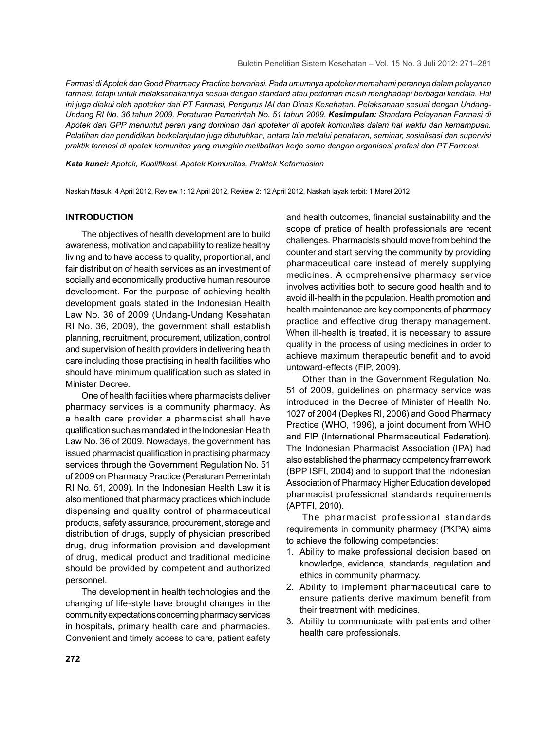*Farmasi di Apotek dan Good Pharmacy Practice bervariasi. Pada umumnya apoteker memahami perannya dalam pelayanan farmasi, tetapi untuk melaksanakannya sesuai dengan standard atau pedoman masih menghadapi berbagai kendala. Hal ini juga diakui oleh apoteker dari PT Farmasi, Pengurus IAI dan Dinas Kesehatan. Pelaksanaan sesuai dengan Undang-Undang RI No. 36 tahun 2009, Peraturan Pemerintah No. 51 tahun 2009.* ***Kesimpulan:*** *Standard Pelayanan Farmasi di Apotek dan GPP menuntut peran yang dominan dari apoteker di apotek komunitas dalam hal waktu dan kemampuan. Pelatihan dan pendidikan berkelanjutan juga dibutuhkan, antara lain melalui penataran, seminar, sosialisasi dan supervisi praktik farmasi di apotek komunitas yang mungkin melibatkan kerja sama dengan organisasi profesi dan PT Farmasi.*

***Kata kunci:*** *Apotek, Kualifikasi, Apotek Komunitas, Praktek Kefarmasian*

Naskah Masuk: 4 April 2012, Review 1: 12 April 2012, Review 2: 12 April 2012, Naskah layak terbit: 1 Maret 2012

## INTRODUCTION

The objectives of health development are to build awareness, motivation and capability to realize healthy living and to have access to quality, proportional, and fair distribution of health services as an investment of socially and economically productive human resource development. For the purpose of achieving health development goals stated in the Indonesian Health Law No. 36 of 2009 (Undang-Undang Kesehatan RI No. 36, 2009), the government shall establish planning, recruitment, procurement, utilization, control and supervision of health providers in delivering health care including those practising in health facilities who should have minimum qualification such as stated in Minister Decree.

One of health facilities where pharmacists deliver pharmacy services is a community pharmacy. As a health care provider a pharmacist shall have qualification such as mandated in the Indonesian Health Law No. 36 of 2009. Nowadays, the government has issued pharmacist qualification in practising pharmacy services through the Government Regulation No. 51 of 2009 on Pharmacy Practice (Peraturan Pemerintah RI No. 51, 2009). In the Indonesian Health Law it is also mentioned that pharmacy practices which include dispensing and quality control of pharmaceutical products, safety assurance, procurement, storage and distribution of drugs, supply of physician prescribed drug, drug information provision and development of drug, medical product and traditional medicine should be provided by competent and authorized personnel.

The development in health technologies and the changing of life-style have brought changes in the community expectations concerning pharmacy services in hospitals, primary health care and pharmacies. Convenient and timely access to care, patient safety and health outcomes, financial sustainability and the scope of pratice of health professionals are recent challenges. Pharmacists should move from behind the counter and start serving the community by providing pharmaceutical care instead of merely supplying medicines. A comprehensive pharmacy service involves activities both to secure good health and to avoid ill-health in the population. Health promotion and health maintenance are key components of pharmacy practice and effective drug therapy management. When ill-health is treated, it is necessary to assure quality in the process of using medicines in order to achieve maximum therapeutic benefit and to avoid untoward-effects (FIP, 2009).

Other than in the Government Regulation No. 51 of 2009, guidelines on pharmacy service was introduced in the Decree of Minister of Health No. 1027 of 2004 (Depkes RI, 2006) and Good Pharmacy Practice (WHO, 1996), a joint document from WHO and FIP (International Pharmaceutical Federation). The Indonesian Pharmacist Association (IPA) had also established the pharmacy competency framework (BPP ISFI, 2004) and to support that the Indonesian Association of Pharmacy Higher Education developed pharmacist professional standards requirements (APTFI, 2010).

The pharmacist professional standards requirements in community pharmacy (PKPA) aims to achieve the following competencies:

1. Ability to make professional decision based on knowledge, evidence, standards, regulation and ethics in community pharmacy.
2. Ability to implement pharmaceutical care to ensure patients derive maximum benefit from their treatment with medicines.
3. Ability to communicate with patients and other health care professionals.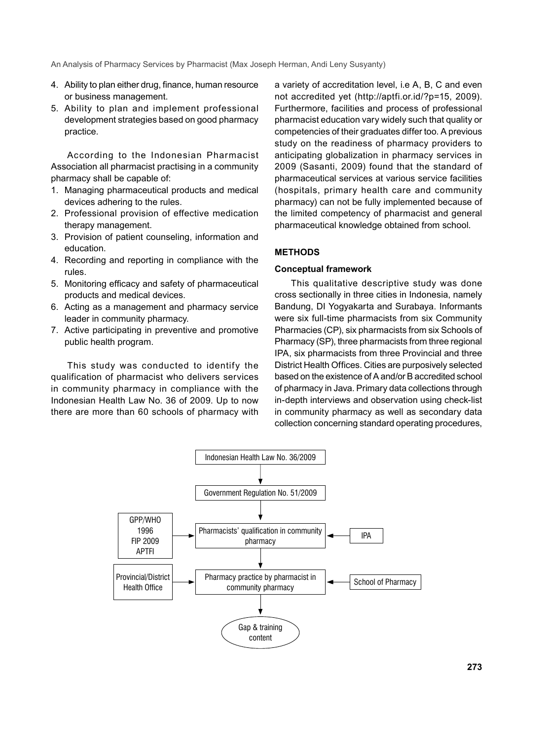4. Ability to plan either drug, finance, human resource or business management.
5. Ability to plan and implement professional development strategies based on good pharmacy practice.

According to the Indonesian Pharmacist Association all pharmacist practising in a community pharmacy shall be capable of:

1. Managing pharmaceutical products and medical devices adhering to the rules.
2. Professional provision of effective medication therapy management.
3. Provision of patient counseling, information and education.
4. Recording and reporting in compliance with the rules.
5. Monitoring efficacy and safety of pharmaceutical products and medical devices.
6. Acting as a management and pharmacy service leader in community pharmacy.
7. Active participating in preventive and promotive public health program.

This study was conducted to identify the qualification of pharmacist who delivers services in community pharmacy in compliance with the Indonesian Health Law No. 36 of 2009. Up to now there are more than 60 schools of pharmacy with a variety of accreditation level, i.e A, B, C and even not accredited yet (http://aptfi.or.id/?p=15, 2009). Furthermore, facilities and process of professional pharmacist education vary widely such that quality or competencies of their graduates differ too. A previous study on the readiness of pharmacy providers to anticipating globalization in pharmacy services in 2009 (Sasanti, 2009) found that the standard of pharmaceutical services at various service facilities (hospitals, primary health care and community pharmacy) can not be fully implemented because of the limited competency of pharmacist and general pharmaceutical knowledge obtained from school.

## METHODS

### Conceptual framework

This qualitative descriptive study was done cross sectionally in three cities in Indonesia, namely Bandung, DI Yogyakarta and Surabaya. Informants were six full-time pharmacists from six Community Pharmacies (CP), six pharmacists from six Schools of Pharmacy (SP), three pharmacists from three regional IPA, six pharmacists from three Provincial and three District Health Offices. Cities are purposively selected based on the existence of A and/or B accredited school of pharmacy in Java. Primary data collections through in-depth interviews and observation using check-list in community pharmacy as well as secondary data collection concerning standard operating procedures,

Indonesian Health Law No. 36/2009
↓
Government Regulation No. 51/2009
↓
GPP/WHO 1996, FIP 2009, APTFI → Pharmacists' qualification in community pharmacy ← IPA
↓
Provincial/District Health Office → Pharmacy practice by pharmacist in community pharmacy ← School of Pharmacy
↓
Gap & training content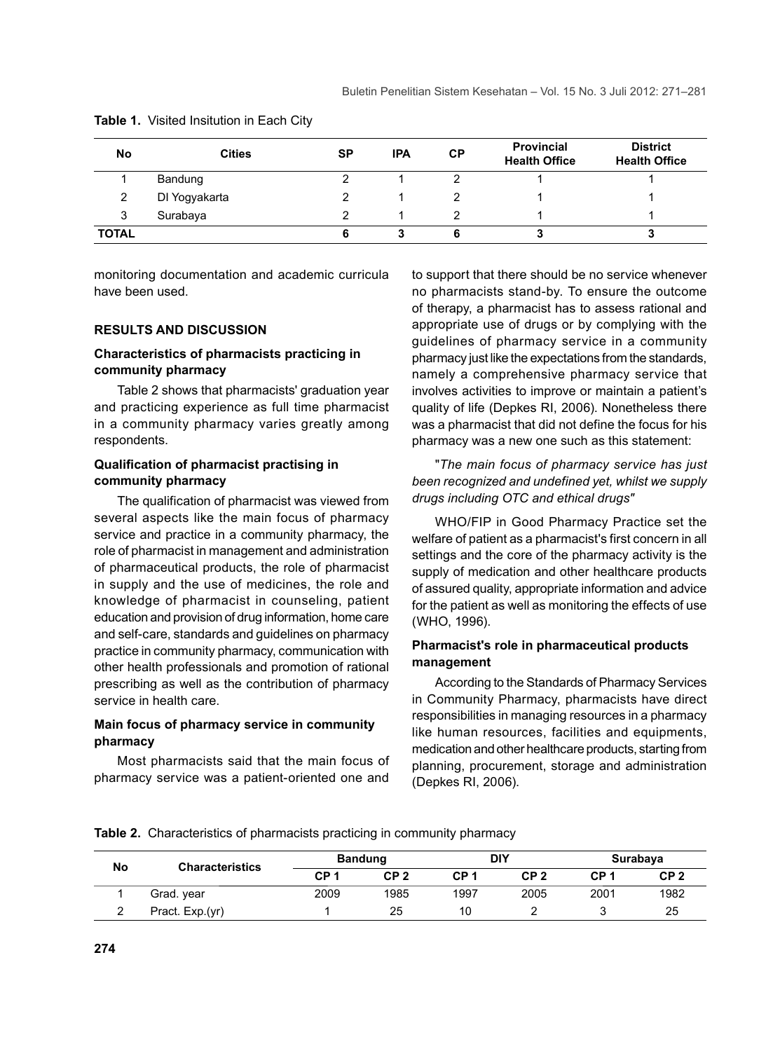**Table 1.** Visited Insitution in Each City

| No | Cities | SP | IPA | CP | Provincial Health Office | District Health Office |
|---|---|---|---|---|---|---|
| 1 | Bandung | 2 | 1 | 2 | 1 | 1 |
| 2 | DI Yogyakarta | 2 | 1 | 2 | 1 | 1 |
| 3 | Surabaya | 2 | 1 | 2 | 1 | 1 |
| **TOTAL** | | **6** | **3** | **6** | **3** | **3** |

monitoring documentation and academic curricula have been used.

## RESULTS AND DISCUSSION

### Characteristics of pharmacists practicing in community pharmacy

Table 2 shows that pharmacists' graduation year and practicing experience as full time pharmacist in a community pharmacy varies greatly among respondents.

### Qualification of pharmacist practising in community pharmacy

The qualification of pharmacist was viewed from several aspects like the main focus of pharmacy service and practice in a community pharmacy, the role of pharmacist in management and administration of pharmaceutical products, the role of pharmacist in supply and the use of medicines, the role and knowledge of pharmacist in counseling, patient education and provision of drug information, home care and self-care, standards and guidelines on pharmacy practice in community pharmacy, communication with other health professionals and promotion of rational prescribing as well as the contribution of pharmacy service in health care.

### Main focus of pharmacy service in community pharmacy

Most pharmacists said that the main focus of pharmacy service was a patient-oriented one and to support that there should be no service whenever no pharmacists stand-by. To ensure the outcome of therapy, a pharmacist has to assess rational and appropriate use of drugs or by complying with the guidelines of pharmacy service in a community pharmacy just like the expectations from the standards, namely a comprehensive pharmacy service that involves activities to improve or maintain a patient's quality of life (Depkes RI, 2006). Nonetheless there was a pharmacist that did not define the focus for his pharmacy was a new one such as this statement:

"*The main focus of pharmacy service has just been recognized and undefined yet, whilst we supply drugs including OTC and ethical drugs*"

WHO/FIP in Good Pharmacy Practice set the welfare of patient as a pharmacist's first concern in all settings and the core of the pharmacy activity is the supply of medication and other healthcare products of assured quality, appropriate information and advice for the patient as well as monitoring the effects of use (WHO, 1996).

### Pharmacist's role in pharmaceutical products management

According to the Standards of Pharmacy Services in Community Pharmacy, pharmacists have direct responsibilities in managing resources in a pharmacy like human resources, facilities and equipments, medication and other healthcare products, starting from planning, procurement, storage and administration (Depkes RI, 2006).

**Table 2.** Characteristics of pharmacists practicing in community pharmacy

| No | Characteristics | Bandung | | DIY | | Surabaya | |
|---|---|---|---|---|---|---|---|
| | | CP 1 | CP 2 | CP 1 | CP 2 | CP 1 | CP 2 |
| 1 | Grad. year | 2009 | 1985 | 1997 | 2005 | 2001 | 1982 |
| 2 | Pract. Exp.(yr) | 1 | 25 | 10 | 2 | 3 | 25 |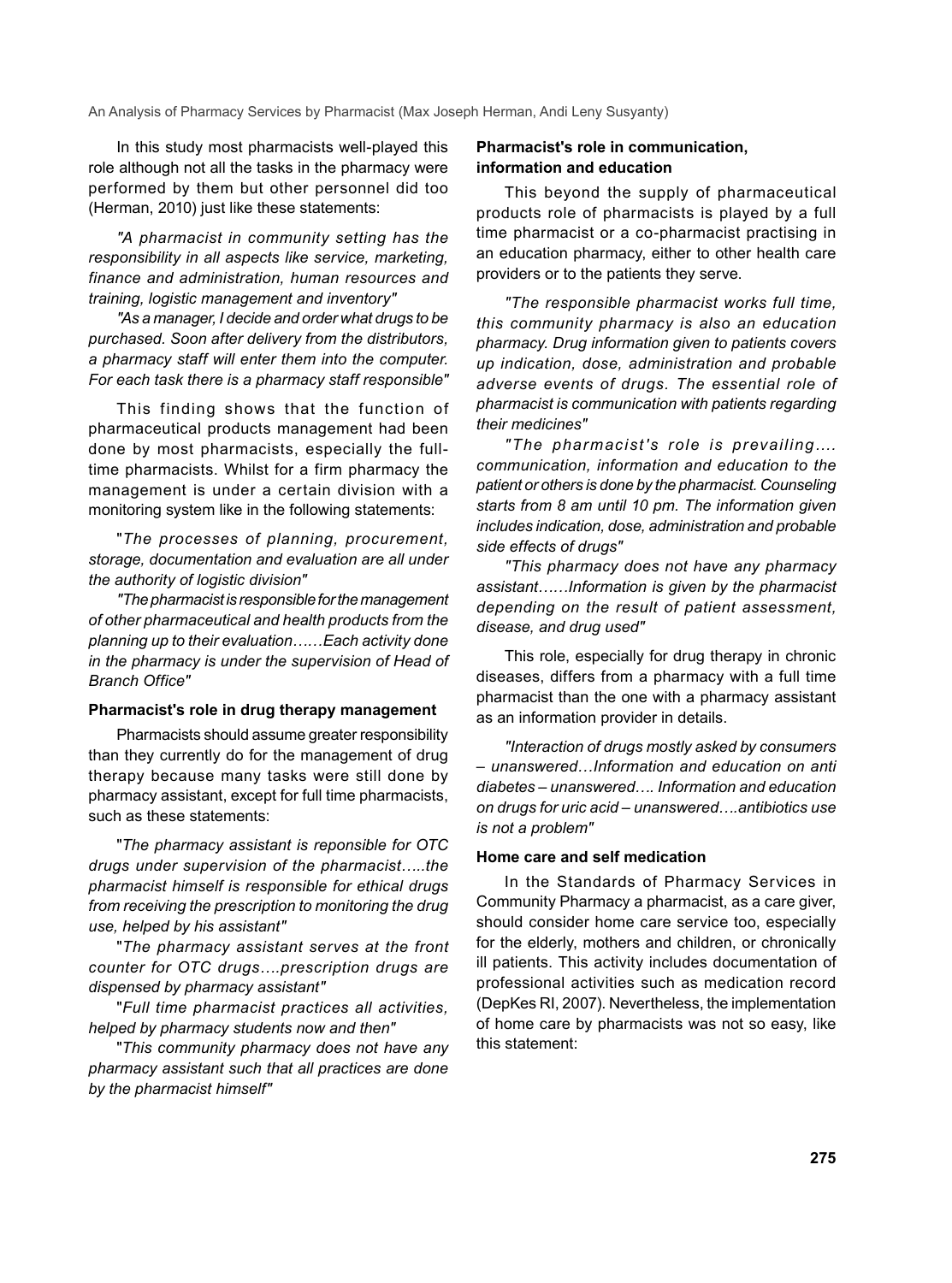In this study most pharmacists well-played this role although not all the tasks in the pharmacy were performed by them but other personnel did too (Herman, 2010) just like these statements:

*"A pharmacist in community setting has the responsibility in all aspects like service, marketing, finance and administration, human resources and training, logistic management and inventory"*

*"As a manager, I decide and order what drugs to be purchased. Soon after delivery from the distributors, a pharmacy staff will enter them into the computer. For each task there is a pharmacy staff responsible"*

This finding shows that the function of pharmaceutical products management had been done by most pharmacists, especially the full-time pharmacists. Whilst for a firm pharmacy the management is under a certain division with a monitoring system like in the following statements:

"*The processes of planning, procurement, storage, documentation and evaluation are all under the authority of logistic division"*

*"The pharmacist is responsible for the management of other pharmaceutical and health products from the planning up to their evaluation……Each activity done in the pharmacy is under the supervision of Head of Branch Office"*

### Pharmacist's role in drug therapy management

Pharmacists should assume greater responsibility than they currently do for the management of drug therapy because many tasks were still done by pharmacy assistant, except for full time pharmacists, such as these statements:

"*The pharmacy assistant is reponsible for OTC drugs under supervision of the pharmacist…..the pharmacist himself is responsible for ethical drugs from receiving the prescription to monitoring the drug use, helped by his assistant"*

"*The pharmacy assistant serves at the front counter for OTC drugs….prescription drugs are dispensed by pharmacy assistant"*

"*Full time pharmacist practices all activities, helped by pharmacy students now and then"*

"*This community pharmacy does not have any pharmacy assistant such that all practices are done by the pharmacist himself"*

### Pharmacist's role in communication, information and education

This beyond the supply of pharmaceutical products role of pharmacists is played by a full time pharmacist or a co-pharmacist practising in an education pharmacy, either to other health care providers or to the patients they serve.

*"The responsible pharmacist works full time, this community pharmacy is also an education pharmacy. Drug information given to patients covers up indication, dose, administration and probable adverse events of drugs. The essential role of pharmacist is communication with patients regarding their medicines"*

*"The pharmacist's role is prevailing…. communication, information and education to the patient or others is done by the pharmacist. Counseling starts from 8 am until 10 pm. The information given includes indication, dose, administration and probable side effects of drugs"*

*"This pharmacy does not have any pharmacy assistant……Information is given by the pharmacist depending on the result of patient assessment, disease, and drug used"*

This role, especially for drug therapy in chronic diseases, differs from a pharmacy with a full time pharmacist than the one with a pharmacy assistant as an information provider in details.

*"Interaction of drugs mostly asked by consumers – unanswered…Information and education on anti diabetes – unanswered…. Information and education on drugs for uric acid – unanswered….antibiotics use is not a problem"*

### Home care and self medication

In the Standards of Pharmacy Services in Community Pharmacy a pharmacist, as a care giver, should consider home care service too, especially for the elderly, mothers and children, or chronically ill patients. This activity includes documentation of professional activities such as medication record (DepKes RI, 2007). Nevertheless, the implementation of home care by pharmacists was not so easy, like this statement: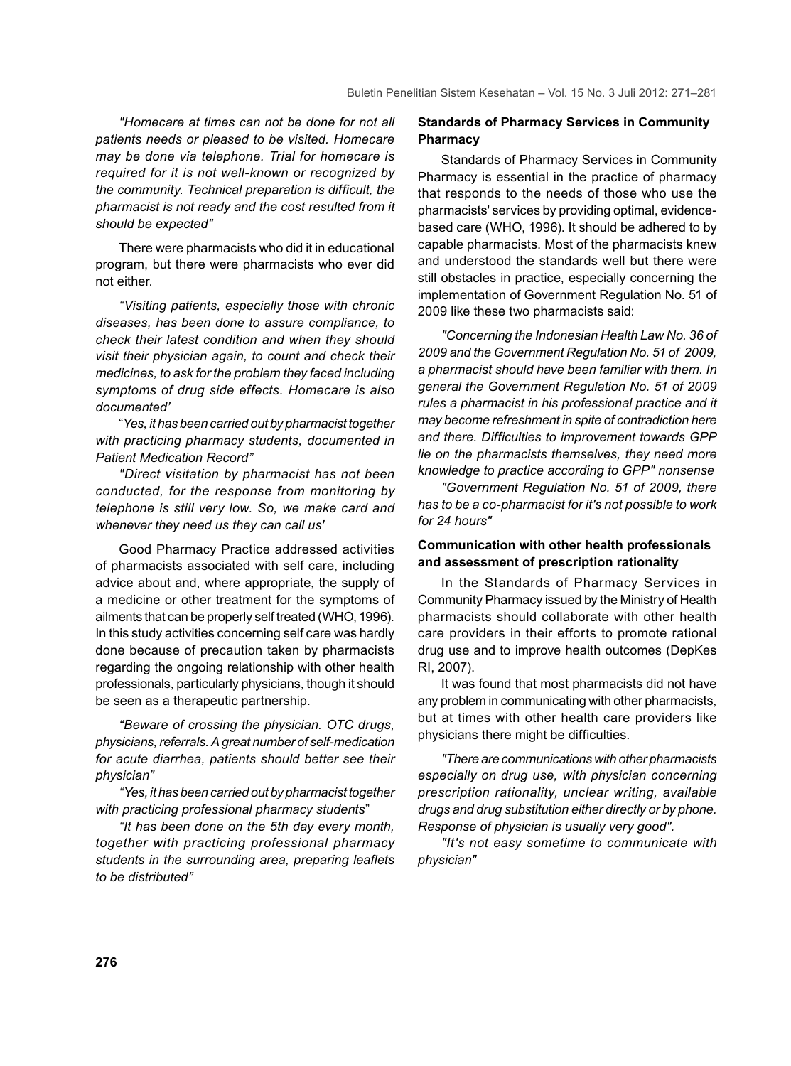*"Homecare at times can not be done for not all patients needs or pleased to be visited. Homecare may be done via telephone. Trial for homecare is required for it is not well-known or recognized by the community. Technical preparation is difficult, the pharmacist is not ready and the cost resulted from it should be expected"*

There were pharmacists who did it in educational program, but there were pharmacists who ever did not either.

*"Visiting patients, especially those with chronic diseases, has been done to assure compliance, to check their latest condition and when they should visit their physician again, to count and check their medicines, to ask for the problem they faced including symptoms of drug side effects. Homecare is also documented'*

"*Yes, it has been carried out by pharmacist together with practicing pharmacy students, documented in Patient Medication Record"*

*"Direct visitation by pharmacist has not been conducted, for the response from monitoring by telephone is still very low. So, we make card and whenever they need us they can call us'*

Good Pharmacy Practice addressed activities of pharmacists associated with self care, including advice about and, where appropriate, the supply of a medicine or other treatment for the symptoms of ailments that can be properly self treated (WHO, 1996). In this study activities concerning self care was hardly done because of precaution taken by pharmacists regarding the ongoing relationship with other health professionals, particularly physicians, though it should be seen as a therapeutic partnership.

*"Beware of crossing the physician. OTC drugs, physicians, referrals. A great number of self-medication for acute diarrhea, patients should better see their physician"*

*"Yes, it has been carried out by pharmacist together with practicing professional pharmacy students*"

*"It has been done on the 5th day every month, together with practicing professional pharmacy students in the surrounding area, preparing leaflets to be distributed"*

**Standards of Pharmacy Services in Community Pharmacy**

Standards of Pharmacy Services in Community Pharmacy is essential in the practice of pharmacy that responds to the needs of those who use the pharmacists' services by providing optimal, evidence-based care (WHO, 1996). It should be adhered to by capable pharmacists. Most of the pharmacists knew and understood the standards well but there were still obstacles in practice, especially concerning the implementation of Government Regulation No. 51 of 2009 like these two pharmacists said:

*"Concerning the Indonesian Health Law No. 36 of 2009 and the Government Regulation No. 51 of 2009, a pharmacist should have been familiar with them. In general the Government Regulation No. 51 of 2009 rules a pharmacist in his professional practice and it may become refreshment in spite of contradiction here and there. Difficulties to improvement towards GPP lie on the pharmacists themselves, they need more knowledge to practice according to GPP" nonsense*

*"Government Regulation No. 51 of 2009, there has to be a co-pharmacist for it's not possible to work for 24 hours"*

**Communication with other health professionals and assessment of prescription rationality**

In the Standards of Pharmacy Services in Community Pharmacy issued by the Ministry of Health pharmacists should collaborate with other health care providers in their efforts to promote rational drug use and to improve health outcomes (DepKes RI, 2007).

It was found that most pharmacists did not have any problem in communicating with other pharmacists, but at times with other health care providers like physicians there might be difficulties.

*"There are communications with other pharmacists especially on drug use, with physician concerning prescription rationality, unclear writing, available drugs and drug substitution either directly or by phone. Response of physician is usually very good".*

*"It's not easy sometime to communicate with physician"*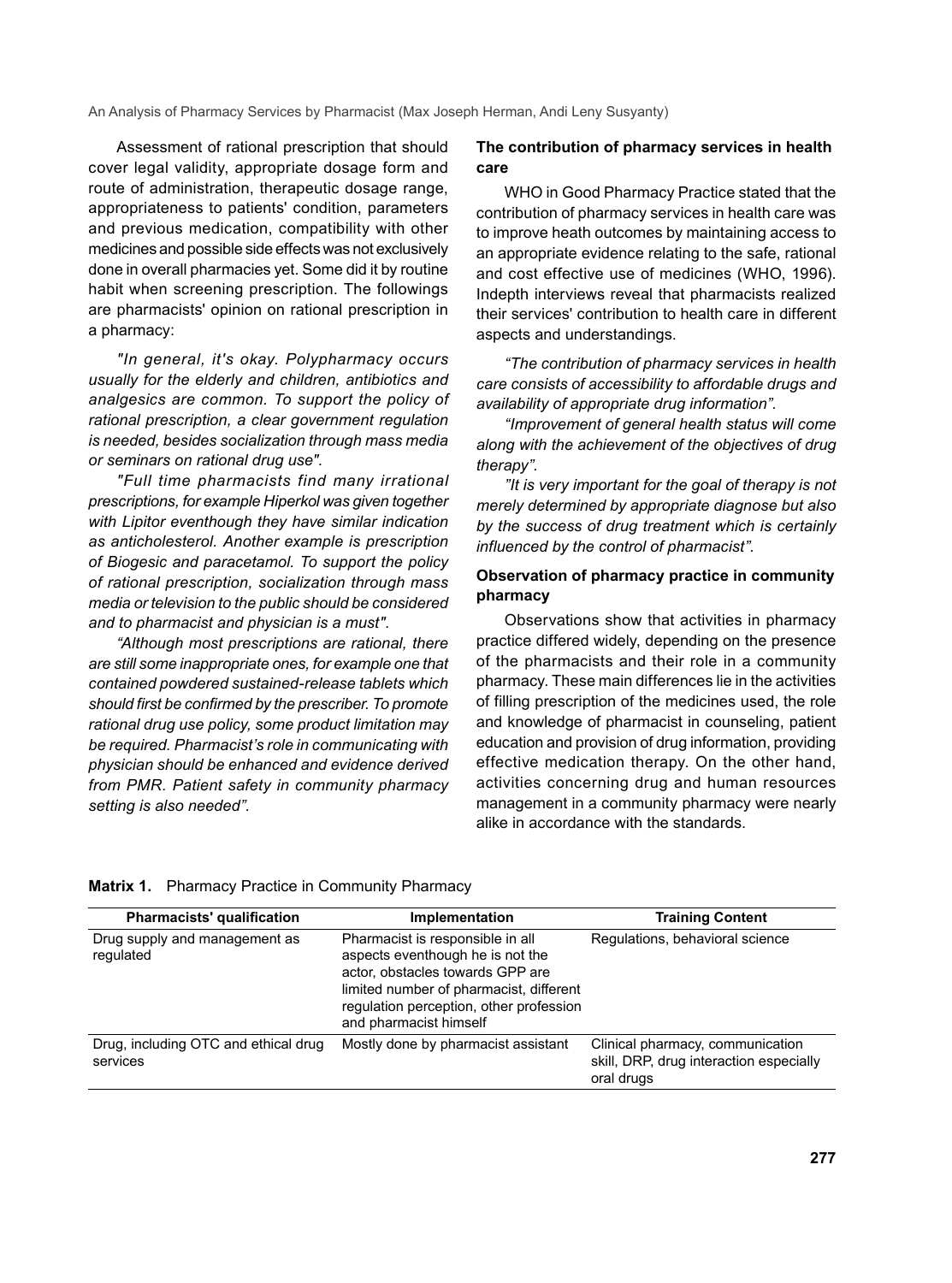Assessment of rational prescription that should cover legal validity, appropriate dosage form and route of administration, therapeutic dosage range, appropriateness to patients' condition, parameters and previous medication, compatibility with other medicines and possible side effects was not exclusively done in overall pharmacies yet. Some did it by routine habit when screening prescription. The followings are pharmacists' opinion on rational prescription in a pharmacy:

*"In general, it's okay. Polypharmacy occurs usually for the elderly and children, antibiotics and analgesics are common. To support the policy of rational prescription, a clear government regulation is needed, besides socialization through mass media or seminars on rational drug use".*

*"Full time pharmacists find many irrational prescriptions, for example Hiperkol was given together with Lipitor eventhough they have similar indication as anticholesterol. Another example is prescription of Biogesic and paracetamol. To support the policy of rational prescription, socialization through mass media or television to the public should be considered and to pharmacist and physician is a must".*

*"Although most prescriptions are rational, there are still some inappropriate ones, for example one that contained powdered sustained-release tablets which should first be confirmed by the prescriber. To promote rational drug use policy, some product limitation may be required. Pharmacist's role in communicating with physician should be enhanced and evidence derived from PMR. Patient safety in community pharmacy setting is also needed".*

**The contribution of pharmacy services in health care**

WHO in Good Pharmacy Practice stated that the contribution of pharmacy services in health care was to improve heath outcomes by maintaining access to an appropriate evidence relating to the safe, rational and cost effective use of medicines (WHO, 1996). Indepth interviews reveal that pharmacists realized their services' contribution to health care in different aspects and understandings.

*"The contribution of pharmacy services in health care consists of accessibility to affordable drugs and availability of appropriate drug information".*

*"Improvement of general health status will come along with the achievement of the objectives of drug therapy".*

*"It is very important for the goal of therapy is not merely determined by appropriate diagnose but also by the success of drug treatment which is certainly influenced by the control of pharmacist".*

**Observation of pharmacy practice in community pharmacy**

Observations show that activities in pharmacy practice differed widely, depending on the presence of the pharmacists and their role in a community pharmacy. These main differences lie in the activities of filling prescription of the medicines used, the role and knowledge of pharmacist in counseling, patient education and provision of drug information, providing effective medication therapy. On the other hand, activities concerning drug and human resources management in a community pharmacy were nearly alike in accordance with the standards.

**Matrix 1.** Pharmacy Practice in Community Pharmacy

| Pharmacists' qualification | Implementation | Training Content |
|---|---|---|
| Drug supply and management as regulated | Pharmacist is responsible in all aspects eventhough he is not the actor, obstacles towards GPP are limited number of pharmacist, different regulation perception, other profession and pharmacist himself | Regulations, behavioral science |
| Drug, including OTC and ethical drug services | Mostly done by pharmacist assistant | Clinical pharmacy, communication skill, DRP, drug interaction especially oral drugs |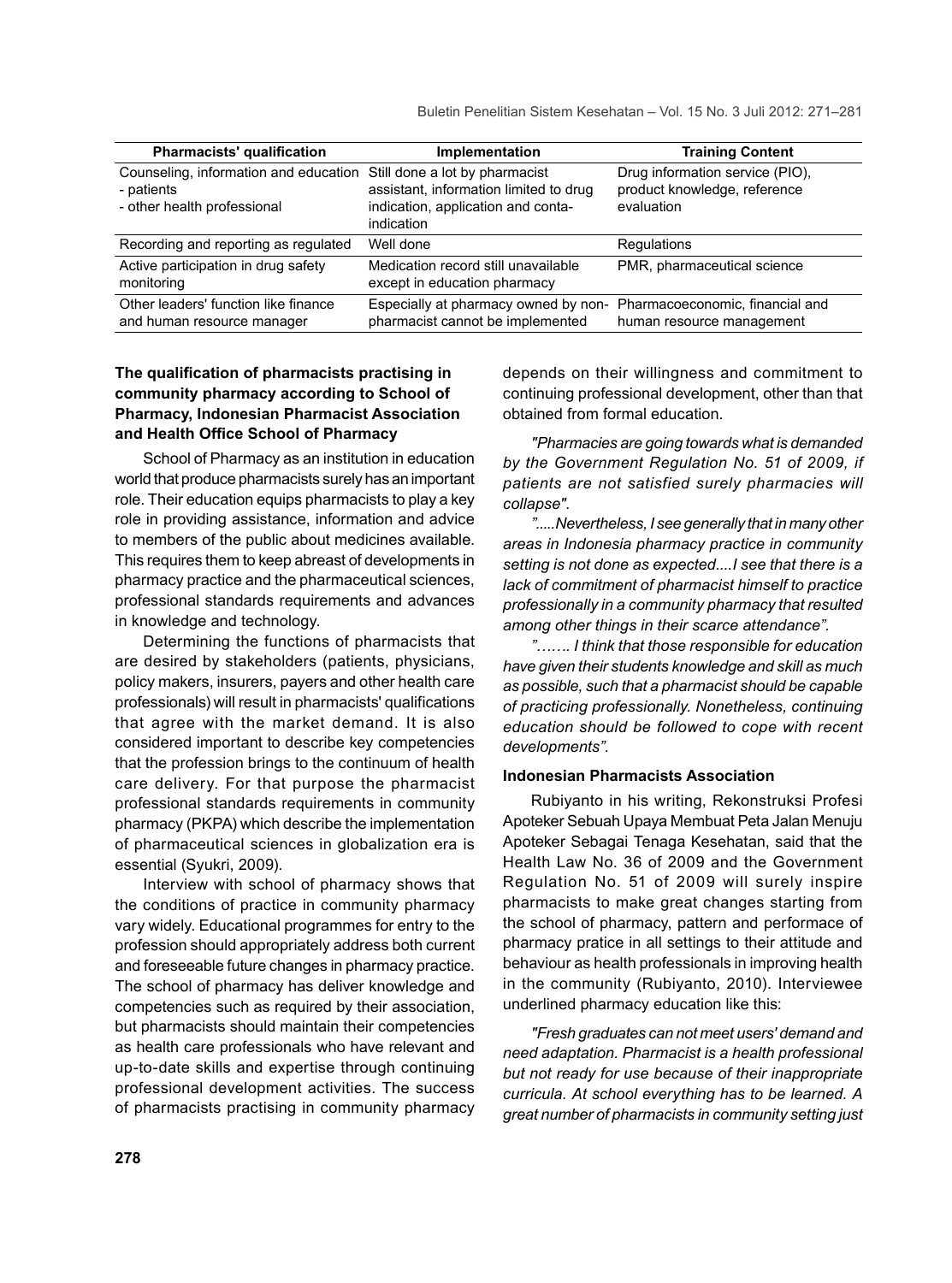| Pharmacists' qualification | Implementation | Training Content |
|---|---|---|
| Counseling, information and education<br>- patients<br>- other health professional | Still done a lot by pharmacist assistant, information limited to drug indication, application and conta-indication | Drug information service (PIO), product knowledge, reference evaluation |
| Recording and reporting as regulated | Well done | Regulations |
| Active participation in drug safety monitoring | Medication record still unavailable except in education pharmacy | PMR, pharmaceutical science |
| Other leaders' function like finance and human resource manager | Especially at pharmacy owned by non-pharmacist cannot be implemented | Pharmacoeconomic, financial and human resource management |

### The qualification of pharmacists practising in community pharmacy according to School of Pharmacy, Indonesian Pharmacist Association and Health Office School of Pharmacy

School of Pharmacy as an institution in education world that produce pharmacists surely has an important role. Their education equips pharmacists to play a key role in providing assistance, information and advice to members of the public about medicines available. This requires them to keep abreast of developments in pharmacy practice and the pharmaceutical sciences, professional standards requirements and advances in knowledge and technology.

Determining the functions of pharmacists that are desired by stakeholders (patients, physicians, policy makers, insurers, payers and other health care professionals) will result in pharmacists' qualifications that agree with the market demand. It is also considered important to describe key competencies that the profession brings to the continuum of health care delivery. For that purpose the pharmacist professional standards requirements in community pharmacy (PKPA) which describe the implementation of pharmaceutical sciences in globalization era is essential (Syukri, 2009).

Interview with school of pharmacy shows that the conditions of practice in community pharmacy vary widely. Educational programmes for entry to the profession should appropriately address both current and foreseeable future changes in pharmacy practice. The school of pharmacy has deliver knowledge and competencies such as required by their association, but pharmacists should maintain their competencies as health care professionals who have relevant and up-to-date skills and expertise through continuing professional development activities. The success of pharmacists practising in community pharmacy depends on their willingness and commitment to continuing professional development, other than that obtained from formal education.

*"Pharmacies are going towards what is demanded by the Government Regulation No. 51 of 2009, if patients are not satisfied surely pharmacies will collapse".*

*".....Nevertheless, I see generally that in many other areas in Indonesia pharmacy practice in community setting is not done as expected....I see that there is a lack of commitment of pharmacist himself to practice professionally in a community pharmacy that resulted among other things in their scarce attendance".*

*"……. I think that those responsible for education have given their students knowledge and skill as much as possible, such that a pharmacist should be capable of practicing professionally. Nonetheless, continuing education should be followed to cope with recent developments".*

#### Indonesian Pharmacists Association

Rubiyanto in his writing, Rekonstruksi Profesi Apoteker Sebuah Upaya Membuat Peta Jalan Menuju Apoteker Sebagai Tenaga Kesehatan, said that the Health Law No. 36 of 2009 and the Government Regulation No. 51 of 2009 will surely inspire pharmacists to make great changes starting from the school of pharmacy, pattern and performace of pharmacy pratice in all settings to their attitude and behaviour as health professionals in improving health in the community (Rubiyanto, 2010). Interviewee underlined pharmacy education like this:

*"Fresh graduates can not meet users' demand and need adaptation. Pharmacist is a health professional but not ready for use because of their inappropriate curricula. At school everything has to be learned. A great number of pharmacists in community setting just*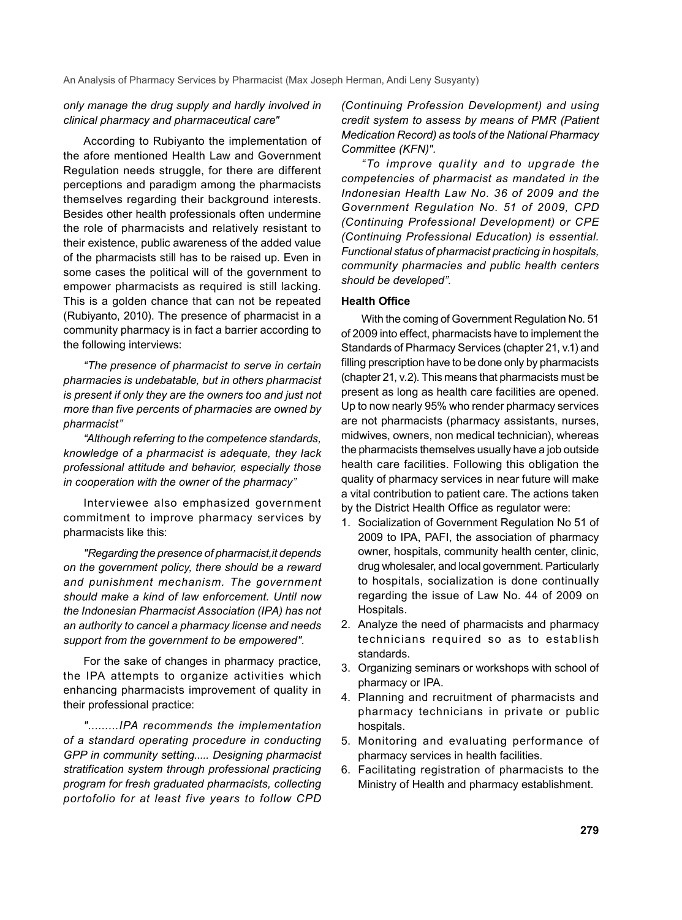*only manage the drug supply and hardly involved in clinical pharmacy and pharmaceutical care"*

According to Rubiyanto the implementation of the afore mentioned Health Law and Government Regulation needs struggle, for there are different perceptions and paradigm among the pharmacists themselves regarding their background interests. Besides other health professionals often undermine the role of pharmacists and relatively resistant to their existence, public awareness of the added value of the pharmacists still has to be raised up. Even in some cases the political will of the government to empower pharmacists as required is still lacking. This is a golden chance that can not be repeated (Rubiyanto, 2010). The presence of pharmacist in a community pharmacy is in fact a barrier according to the following interviews:

*"The presence of pharmacist to serve in certain pharmacies is undebatable, but in others pharmacist is present if only they are the owners too and just not more than five percents of pharmacies are owned by pharmacist"*

*"Although referring to the competence standards, knowledge of a pharmacist is adequate, they lack professional attitude and behavior, especially those in cooperation with the owner of the pharmacy"*

Interviewee also emphasized government commitment to improve pharmacy services by pharmacists like this:

*"Regarding the presence of pharmacist,it depends on the government policy, there should be a reward and punishment mechanism. The government should make a kind of law enforcement. Until now the Indonesian Pharmacist Association (IPA) has not an authority to cancel a pharmacy license and needs support from the government to be empowered".*

For the sake of changes in pharmacy practice, the IPA attempts to organize activities which enhancing pharmacists improvement of quality in their professional practice:

*".........IPA recommends the implementation of a standard operating procedure in conducting GPP in community setting..... Designing pharmacist stratification system through professional practicing program for fresh graduated pharmacists, collecting portofolio for at least five years to follow CPD (Continuing Profession Development) and using credit system to assess by means of PMR (Patient Medication Record) as tools of the National Pharmacy Committee (KFN)".*

*"To improve quality and to upgrade the competencies of pharmacist as mandated in the Indonesian Health Law No. 36 of 2009 and the Government Regulation No. 51 of 2009, CPD (Continuing Professional Development) or CPE (Continuing Professional Education) is essential. Functional status of pharmacist practicing in hospitals, community pharmacies and public health centers should be developed".*

**Health Office**

With the coming of Government Regulation No. 51 of 2009 into effect, pharmacists have to implement the Standards of Pharmacy Services (chapter 21, v.1) and filling prescription have to be done only by pharmacists (chapter 21, v.2). This means that pharmacists must be present as long as health care facilities are opened. Up to now nearly 95% who render pharmacy services are not pharmacists (pharmacy assistants, nurses, midwives, owners, non medical technician), whereas the pharmacists themselves usually have a job outside health care facilities. Following this obligation the quality of pharmacy services in near future will make a vital contribution to patient care. The actions taken by the District Health Office as regulator were:

1. Socialization of Government Regulation No 51 of 2009 to IPA, PAFI, the association of pharmacy owner, hospitals, community health center, clinic, drug wholesaler, and local government. Particularly to hospitals, socialization is done continually regarding the issue of Law No. 44 of 2009 on Hospitals.
2. Analyze the need of pharmacists and pharmacy technicians required so as to establish standards.
3. Organizing seminars or workshops with school of pharmacy or IPA.
4. Planning and recruitment of pharmacists and pharmacy technicians in private or public hospitals.
5. Monitoring and evaluating performance of pharmacy services in health facilities.
6. Facilitating registration of pharmacists to the Ministry of Health and pharmacy establishment.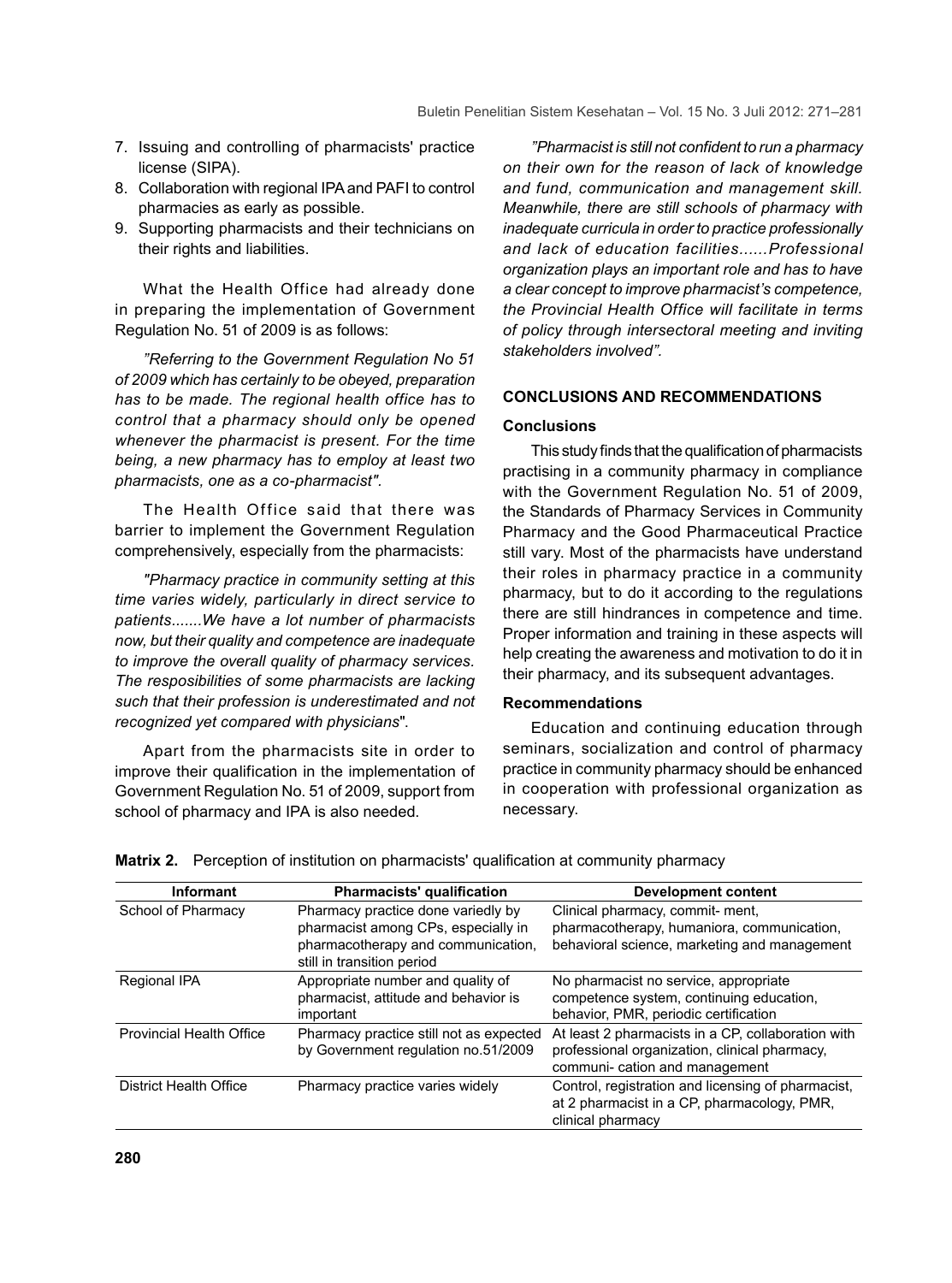7. Issuing and controlling of pharmacists' practice license (SIPA).
8. Collaboration with regional IPA and PAFI to control pharmacies as early as possible.
9. Supporting pharmacists and their technicians on their rights and liabilities.

What the Health Office had already done in preparing the implementation of Government Regulation No. 51 of 2009 is as follows:

*"Referring to the Government Regulation No 51 of 2009 which has certainly to be obeyed, preparation has to be made. The regional health office has to control that a pharmacy should only be opened whenever the pharmacist is present. For the time being, a new pharmacy has to employ at least two pharmacists, one as a co-pharmacist".*

The Health Office said that there was barrier to implement the Government Regulation comprehensively, especially from the pharmacists:

*"Pharmacy practice in community setting at this time varies widely, particularly in direct service to patients.......We have a lot number of pharmacists now, but their quality and competence are inadequate to improve the overall quality of pharmacy services. The resposibilities of some pharmacists are lacking such that their profession is underestimated and not recognized yet compared with physicians*".

Apart from the pharmacists site in order to improve their qualification in the implementation of Government Regulation No. 51 of 2009, support from school of pharmacy and IPA is also needed.

*"Pharmacist is still not confident to run a pharmacy on their own for the reason of lack of knowledge and fund, communication and management skill. Meanwhile, there are still schools of pharmacy with inadequate curricula in order to practice professionally and lack of education facilities......Professional organization plays an important role and has to have a clear concept to improve pharmacist's competence, the Provincial Health Office will facilitate in terms of policy through intersectoral meeting and inviting stakeholders involved".*

## CONCLUSIONS AND RECOMMENDATIONS

### Conclusions

This study finds that the qualification of pharmacists practising in a community pharmacy in compliance with the Government Regulation No. 51 of 2009, the Standards of Pharmacy Services in Community Pharmacy and the Good Pharmaceutical Practice still vary. Most of the pharmacists have understand their roles in pharmacy practice in a community pharmacy, but to do it according to the regulations there are still hindrances in competence and time. Proper information and training in these aspects will help creating the awareness and motivation to do it in their pharmacy, and its subsequent advantages.

### Recommendations

Education and continuing education through seminars, socialization and control of pharmacy practice in community pharmacy should be enhanced in cooperation with professional organization as necessary.

**Matrix 2.** Perception of institution on pharmacists' qualification at community pharmacy

| Informant | Pharmacists' qualification | Development content |
|---|---|---|
| School of Pharmacy | Pharmacy practice done variedly by pharmacist among CPs, especially in pharmacotherapy and communication, still in transition period | Clinical pharmacy, commit- ment, pharmacotherapy, humaniora, communication, behavioral science, marketing and management |
| Regional IPA | Appropriate number and quality of pharmacist, attitude and behavior is important | No pharmacist no service, appropriate competence system, continuing education, behavior, PMR, periodic certification |
| Provincial Health Office | Pharmacy practice still not as expected by Government regulation no.51/2009 | At least 2 pharmacists in a CP, collaboration with professional organization, clinical pharmacy, communi- cation and management |
| District Health Office | Pharmacy practice varies widely | Control, registration and licensing of pharmacist, at 2 pharmacist in a CP, pharmacology, PMR, clinical pharmacy |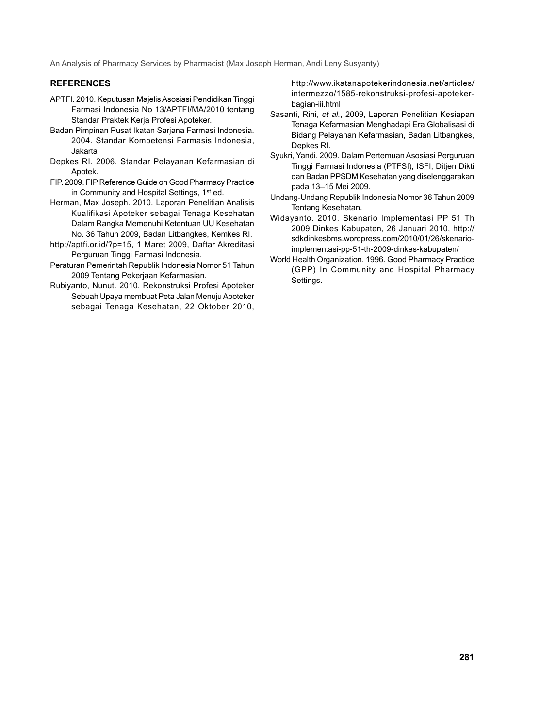## REFERENCES

APTFI. 2010. Keputusan Majelis Asosiasi Pendidikan Tinggi Farmasi Indonesia No 13/APTFI/MA/2010 tentang Standar Praktek Kerja Profesi Apoteker.

Badan Pimpinan Pusat Ikatan Sarjana Farmasi Indonesia. 2004. Standar Kompetensi Farmasis Indonesia, Jakarta

Depkes RI. 2006. Standar Pelayanan Kefarmasian di Apotek.

FIP. 2009. FIP Reference Guide on Good Pharmacy Practice in Community and Hospital Settings, 1st ed.

Herman, Max Joseph. 2010. Laporan Penelitian Analisis Kualifikasi Apoteker sebagai Tenaga Kesehatan Dalam Rangka Memenuhi Ketentuan UU Kesehatan No. 36 Tahun 2009, Badan Litbangkes, Kemkes RI.

http://aptfi.or.id/?p=15, 1 Maret 2009, Daftar Akreditasi Perguruan Tinggi Farmasi Indonesia.

Peraturan Pemerintah Republik Indonesia Nomor 51 Tahun 2009 Tentang Pekerjaan Kefarmasian.

Rubiyanto, Nunut. 2010. Rekonstruksi Profesi Apoteker Sebuah Upaya membuat Peta Jalan Menuju Apoteker sebagai Tenaga Kesehatan, 22 Oktober 2010, http://www.ikatanapotekerindonesia.net/articles/intermezzo/1585-rekonstruksi-profesi-apoteker-bagian-iii.html

Sasanti, Rini, *et al.*, 2009, Laporan Penelitian Kesiapan Tenaga Kefarmasian Menghadapi Era Globalisasi di Bidang Pelayanan Kefarmasian, Badan Litbangkes, Depkes RI.

Syukri, Yandi. 2009. Dalam Pertemuan Asosiasi Perguruan Tinggi Farmasi Indonesia (PTFSI), ISFI, Ditjen Dikti dan Badan PPSDM Kesehatan yang diselenggarakan pada 13–15 Mei 2009.

Undang-Undang Republik Indonesia Nomor 36 Tahun 2009 Tentang Kesehatan.

Widayanto. 2010. Skenario Implementasi PP 51 Th 2009 Dinkes Kabupaten, 26 Januari 2010, http://sdkdinkesbms.wordpress.com/2010/01/26/skenario-implementasi-pp-51-th-2009-dinkes-kabupaten/

World Health Organization. 1996. Good Pharmacy Practice (GPP) In Community and Hospital Pharmacy Settings.